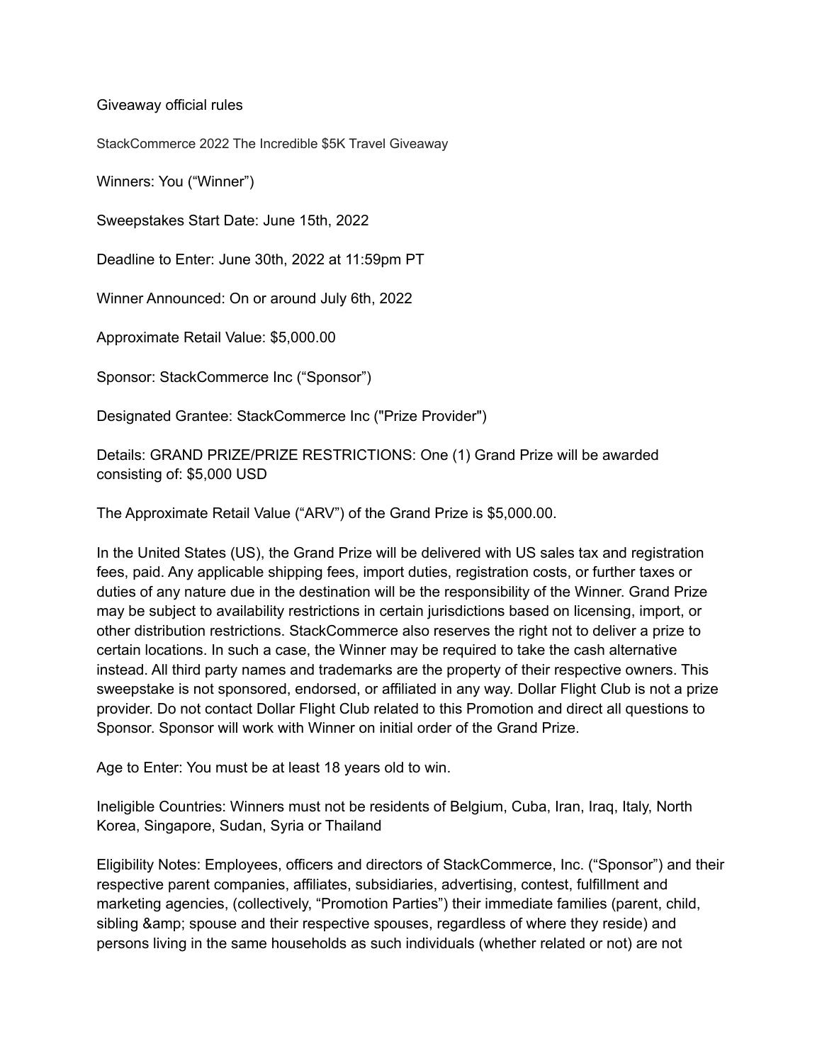Giveaway official rules

StackCommerce 2022 The Incredible $5K Travel Giveaway

Winners: You (“Winner”)

Sweepstakes Start Date: June 15th, 2022

Deadline to Enter: June 30th, 2022 at 11:59pm PT

Winner Announced: On or around July 6th, 2022

Approximate Retail Value: $5,000.00

Sponsor: StackCommerce Inc (“Sponsor”)

Designated Grantee: StackCommerce Inc ("Prize Provider")

Details: GRAND PRIZE/PRIZE RESTRICTIONS: One (1) Grand Prize will be awarded consisting of: $5,000 USD

The Approximate Retail Value (“ARV”) of the Grand Prize is $5,000.00.

In the United States (US), the Grand Prize will be delivered with US sales tax and registration fees, paid. Any applicable shipping fees, import duties, registration costs, or further taxes or duties of any nature due in the destination will be the responsibility of the Winner. Grand Prize may be subject to availability restrictions in certain jurisdictions based on licensing, import, or other distribution restrictions. StackCommerce also reserves the right not to deliver a prize to certain locations. In such a case, the Winner may be required to take the cash alternative instead. All third party names and trademarks are the property of their respective owners. This sweepstake is not sponsored, endorsed, or affiliated in any way. Dollar Flight Club is not a prize provider. Do not contact Dollar Flight Club related to this Promotion and direct all questions to Sponsor. Sponsor will work with Winner on initial order of the Grand Prize.

Age to Enter: You must be at least 18 years old to win.

Ineligible Countries: Winners must not be residents of Belgium, Cuba, Iran, Iraq, Italy, North Korea, Singapore, Sudan, Syria or Thailand

Eligibility Notes: Employees, officers and directors of StackCommerce, Inc. (“Sponsor”) and their respective parent companies, affiliates, subsidiaries, advertising, contest, fulfillment and marketing agencies, (collectively, “Promotion Parties”) their immediate families (parent, child, sibling &amp; spouse and their respective spouses, regardless of where they reside) and persons living in the same households as such individuals (whether related or not) are not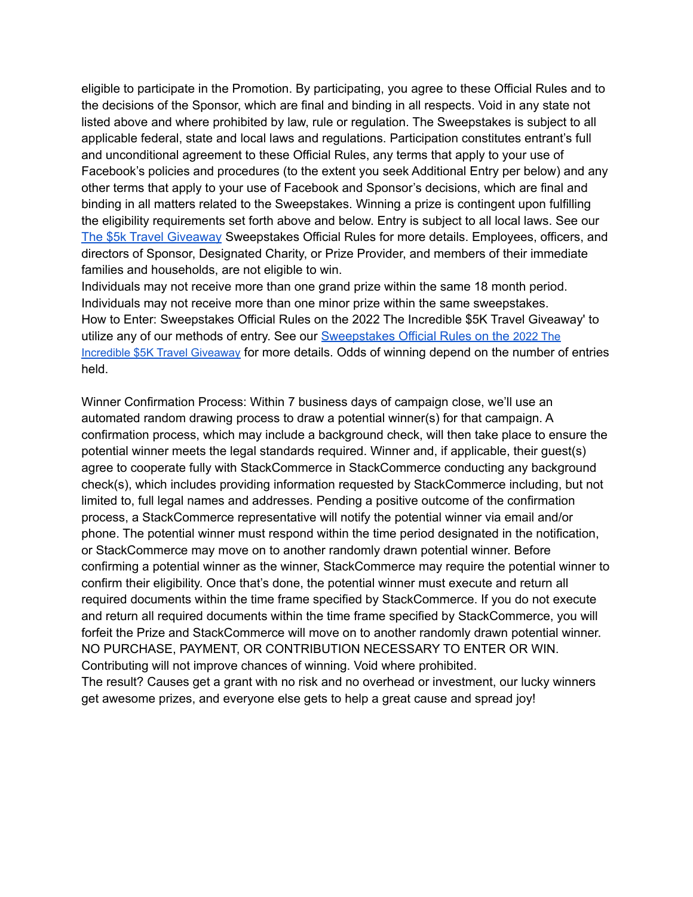eligible to participate in the Promotion. By participating, you agree to these Official Rules and to the decisions of the Sponsor, which are final and binding in all respects. Void in any state not listed above and where prohibited by law, rule or regulation. The Sweepstakes is subject to all applicable federal, state and local laws and regulations. Participation constitutes entrant's full and unconditional agreement to these Official Rules, any terms that apply to your use of Facebook's policies and procedures (to the extent you seek Additional Entry per below) and any other terms that apply to your use of Facebook and Sponsor's decisions, which are final and binding in all matters related to the Sweepstakes. Winning a prize is contingent upon fulfilling the eligibility requirements set forth above and below. Entry is subject to all local laws. See our [The $5k Travel Giveaway]() Sweepstakes Official Rules for more details. Employees, officers, and directors of Sponsor, Designated Charity, or Prize Provider, and members of their immediate families and households, are not eligible to win.

Individuals may not receive more than one grand prize within the same 18 month period. Individuals may not receive more than one minor prize within the same sweepstakes.

How to Enter: Sweepstakes Official Rules on the 2022 The Incredible $5K Travel Giveaway' to utilize any of our methods of entry. See our [Sweepstakes Official Rules on the 2022 The Incredible $5K Travel Giveaway]() for more details. Odds of winning depend on the number of entries held.

Winner Confirmation Process: Within 7 business days of campaign close, we'll use an automated random drawing process to draw a potential winner(s) for that campaign. A confirmation process, which may include a background check, will then take place to ensure the potential winner meets the legal standards required. Winner and, if applicable, their guest(s) agree to cooperate fully with StackCommerce in StackCommerce conducting any background check(s), which includes providing information requested by StackCommerce including, but not limited to, full legal names and addresses. Pending a positive outcome of the confirmation process, a StackCommerce representative will notify the potential winner via email and/or phone. The potential winner must respond within the time period designated in the notification, or StackCommerce may move on to another randomly drawn potential winner. Before confirming a potential winner as the winner, StackCommerce may require the potential winner to confirm their eligibility. Once that's done, the potential winner must execute and return all required documents within the time frame specified by StackCommerce. If you do not execute and return all required documents within the time frame specified by StackCommerce, you will forfeit the Prize and StackCommerce will move on to another randomly drawn potential winner. NO PURCHASE, PAYMENT, OR CONTRIBUTION NECESSARY TO ENTER OR WIN. Contributing will not improve chances of winning. Void where prohibited.

The result? Causes get a grant with no risk and no overhead or investment, our lucky winners get awesome prizes, and everyone else gets to help a great cause and spread joy!